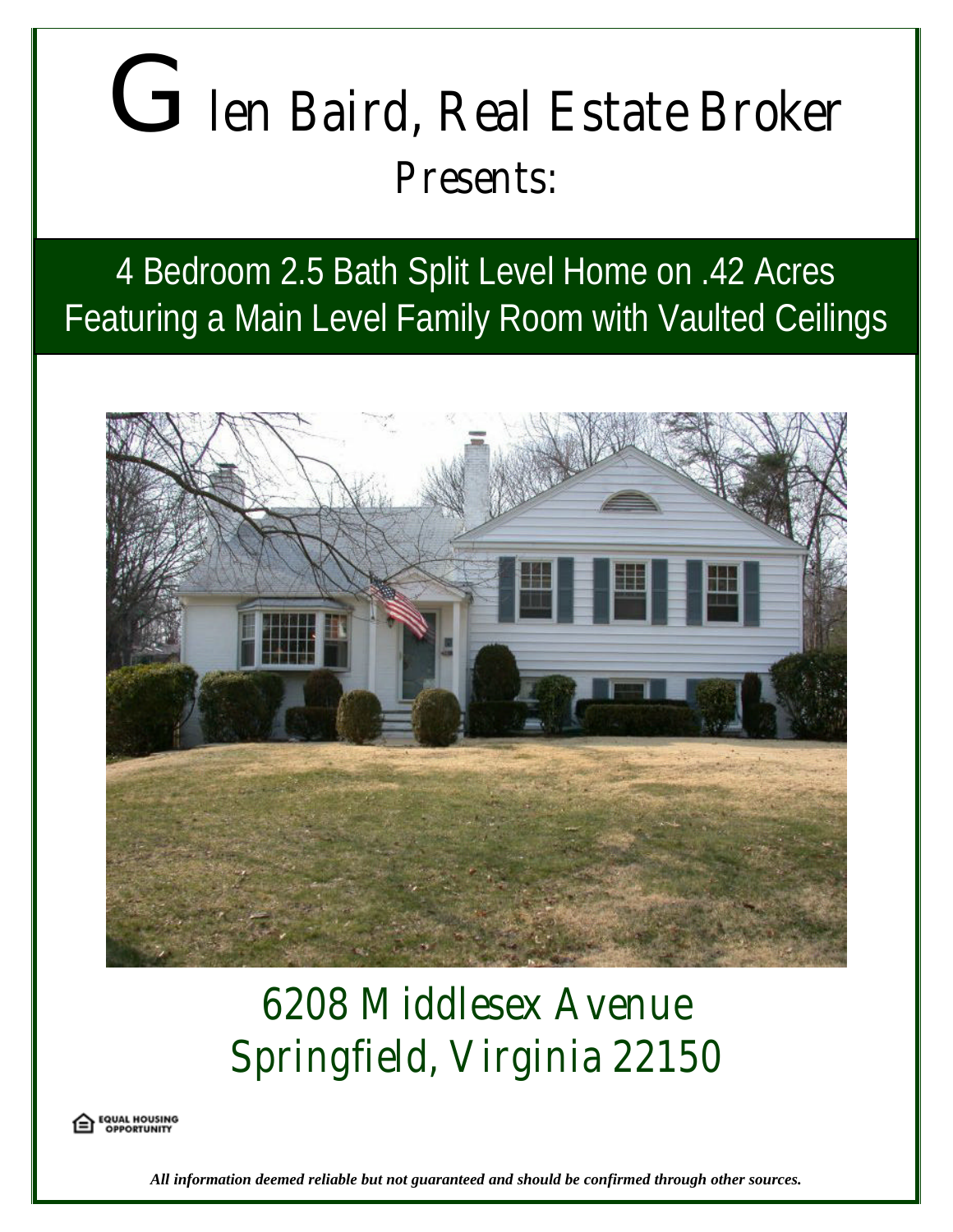# Glen Baird, Real Estate Broker

## Presents:

## 4 Bedroom 2.5 Bath Split Level Home on .42 Acres Featuring a Main Level Family Room with Vaulted Ceilings

# 6208 Middlesex Avenue
# Springfield, Virginia 22150

EQUAL HOUSING OPPORTUNITY

***All information deemed reliable but not guaranteed and should be confirmed through other sources.***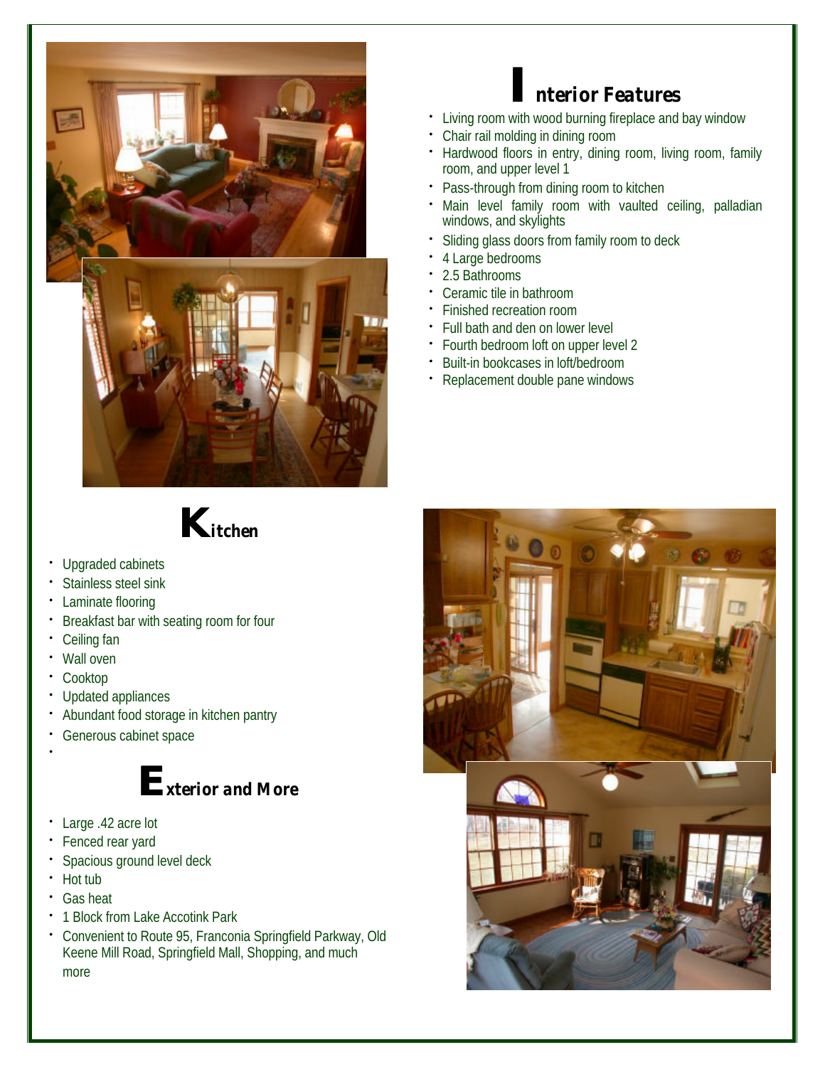## Interior Features

- Living room with wood burning fireplace and bay window
- Chair rail molding in dining room
- Hardwood floors in entry, dining room, living room, family room, and upper level 1
- Pass-through from dining room to kitchen
- Main level family room with vaulted ceiling, palladian windows, and skylights
- Sliding glass doors from family room to deck
- 4 Large bedrooms
- 2.5 Bathrooms
- Ceramic tile in bathroom
- Finished recreation room
- Full bath and den on lower level
- Fourth bedroom loft on upper level 2
- Built-in bookcases in loft/bedroom
- Replacement double pane windows

## Kitchen

- Upgraded cabinets
- Stainless steel sink
- Laminate flooring
- Breakfast bar with seating room for four
- Ceiling fan
- Wall oven
- Cooktop
- Updated appliances
- Abundant food storage in kitchen pantry
- Generous cabinet space

## Exterior and More

- Large .42 acre lot
- Fenced rear yard
- Spacious ground level deck
- Hot tub
- Gas heat
- 1 Block from Lake Accotink Park
- Convenient to Route 95, Franconia Springfield Parkway, Old Keene Mill Road, Springfield Mall, Shopping, and much more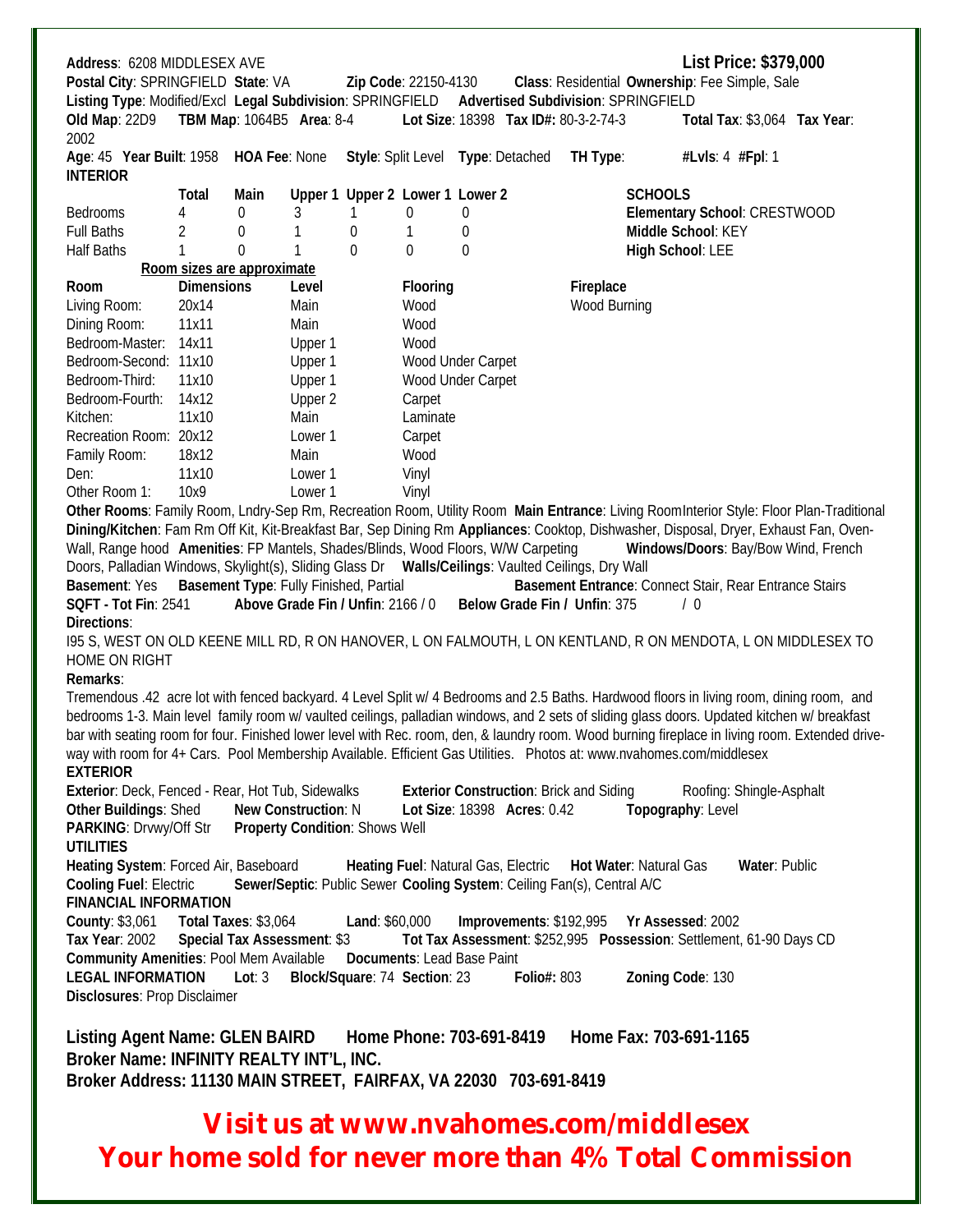**Address**: 6208 MIDDLESEX AVE **List Price: $379,000**
**Postal City**: SPRINGFIELD **State**: VA **Zip Code**: 22150-4130 **Class**: Residential **Ownership**: Fee Simple, Sale
**Listing Type**: Modified/Excl **Legal Subdivision**: SPRINGFIELD **Advertised Subdivision**: SPRINGFIELD
**Old Map**: 22D9 **TBM Map**: 1064B5 **Area**: 8-4 **Lot Size**: 18398 **Tax ID#**: 80-3-2-74-3 **Total Tax**: $3,064 **Tax Year**: 2002
**Age**: 45 **Year Built**: 1958 **HOA Fee**: None **Style**: Split Level **Type**: Detached **TH Type**: **#Lvls**: 4 **#Fpl**: 1

**INTERIOR**

| | Total | Main | Upper 1 | Upper 2 | Lower 1 | Lower 2 |
|---|---|---|---|---|---|---|
| Bedrooms | 4 | 0 | 3 | 1 | 0 | 0 |
| Full Baths | 2 | 0 | 1 | 0 | 1 | 0 |
| Half Baths | 1 | 0 | 1 | 0 | 0 | 0 |

**SCHOOLS**
**Elementary School**: CRESTWOOD
**Middle School**: KEY
**High School**: LEE

Room sizes are approximate

| Room | Dimensions | Level | Flooring | Fireplace |
|---|---|---|---|---|
| Living Room: | 20x14 | Main | Wood | Wood Burning |
| Dining Room: | 11x11 | Main | Wood | |
| Bedroom-Master: | 14x11 | Upper 1 | Wood | |
| Bedroom-Second: | 11x10 | Upper 1 | Wood Under Carpet | |
| Bedroom-Third: | 11x10 | Upper 1 | Wood Under Carpet | |
| Bedroom-Fourth: | 14x12 | Upper 2 | Carpet | |
| Kitchen: | 11x10 | Main | Laminate | |
| Recreation Room: | 20x12 | Lower 1 | Carpet | |
| Family Room: | 18x12 | Main | Wood | |
| Den: | 11x10 | Lower 1 | Vinyl | |
| Other Room 1: | 10x9 | Lower 1 | Vinyl | |

**Other Rooms**: Family Room, Lndry-Sep Rm, Recreation Room, Utility Room **Main Entrance**: Living Room Interior Style: Floor Plan-Traditional **Dining/Kitchen**: Fam Rm Off Kit, Kit-Breakfast Bar, Sep Dining Rm **Appliances**: Cooktop, Dishwasher, Disposal, Dryer, Exhaust Fan, Oven-Wall, Range hood **Amenities**: FP Mantels, Shades/Blinds, Wood Floors, W/W Carpeting **Windows/Doors**: Bay/Bow Wind, French Doors, Palladian Windows, Skylight(s), Sliding Glass Dr **Walls/Ceilings**: Vaulted Ceilings, Dry Wall
**Basement**: Yes **Basement Type**: Fully Finished, Partial **Basement Entrance**: Connect Stair, Rear Entrance Stairs
**SQFT - Tot Fin**: 2541 **Above Grade Fin / Unfin**: 2166 / 0 **Below Grade Fin / Unfin**: 375 / 0

**Directions**:
I95 S, WEST ON OLD KEENE MILL RD, R ON HANOVER, L ON FALMOUTH, L ON KENTLAND, R ON MENDOTA, L ON MIDDLESEX TO HOME ON RIGHT

**Remarks**:
Tremendous .42 acre lot with fenced backyard. 4 Level Split w/ 4 Bedrooms and 2.5 Baths. Hardwood floors in living room, dining room, and bedrooms 1-3. Main level family room w/ vaulted ceilings, palladian windows, and 2 sets of sliding glass doors. Updated kitchen w/ breakfast bar with seating room for four. Finished lower level with Rec. room, den, & laundry room. Wood burning fireplace in living room. Extended driveway with room for 4+ Cars. Pool Membership Available. Efficient Gas Utilities. Photos at: www.nvahomes.com/middlesex

**EXTERIOR**
**Exterior**: Deck, Fenced - Rear, Hot Tub, Sidewalks **Exterior Construction**: Brick and Siding Roofing: Shingle-Asphalt
**Other Buildings**: Shed **New Construction**: N **Lot Size**: 18398 **Acres**: 0.42 **Topography**: Level
**PARKING**: Drvwy/Off Str **Property Condition**: Shows Well

**UTILITIES**
**Heating System**: Forced Air, Baseboard **Heating Fuel**: Natural Gas, Electric **Hot Water**: Natural Gas **Water**: Public
**Cooling Fuel**: Electric **Sewer/Septic**: Public Sewer **Cooling System**: Ceiling Fan(s), Central A/C

**FINANCIAL INFORMATION**
**County**: $3,061 **Total Taxes**: $3,064 **Land**: $60,000 **Improvements**: $192,995 **Yr Assessed**: 2002
**Tax Year**: 2002 **Special Tax Assessment**: $3 **Tot Tax Assessment**: $252,995 **Possession**: Settlement, 61-90 Days CD
**Community Amenities**: Pool Mem Available **Documents**: Lead Base Paint
**LEGAL INFORMATION** **Lot**: 3 **Block/Square**: 74 **Section**: 23 **Folio#**: 803 **Zoning Code**: 130
**Disclosures**: Prop Disclaimer

**Listing Agent Name: GLEN BAIRD Home Phone: 703-691-8419 Home Fax: 703-691-1165**
**Broker Name: INFINITY REALTY INT'L, INC.**
**Broker Address: 11130 MAIN STREET, FAIRFAX, VA 22030 703-691-8419**

**Visit us at www.nvahomes.com/middlesex**
**Your home sold for never more than 4% Total Commission**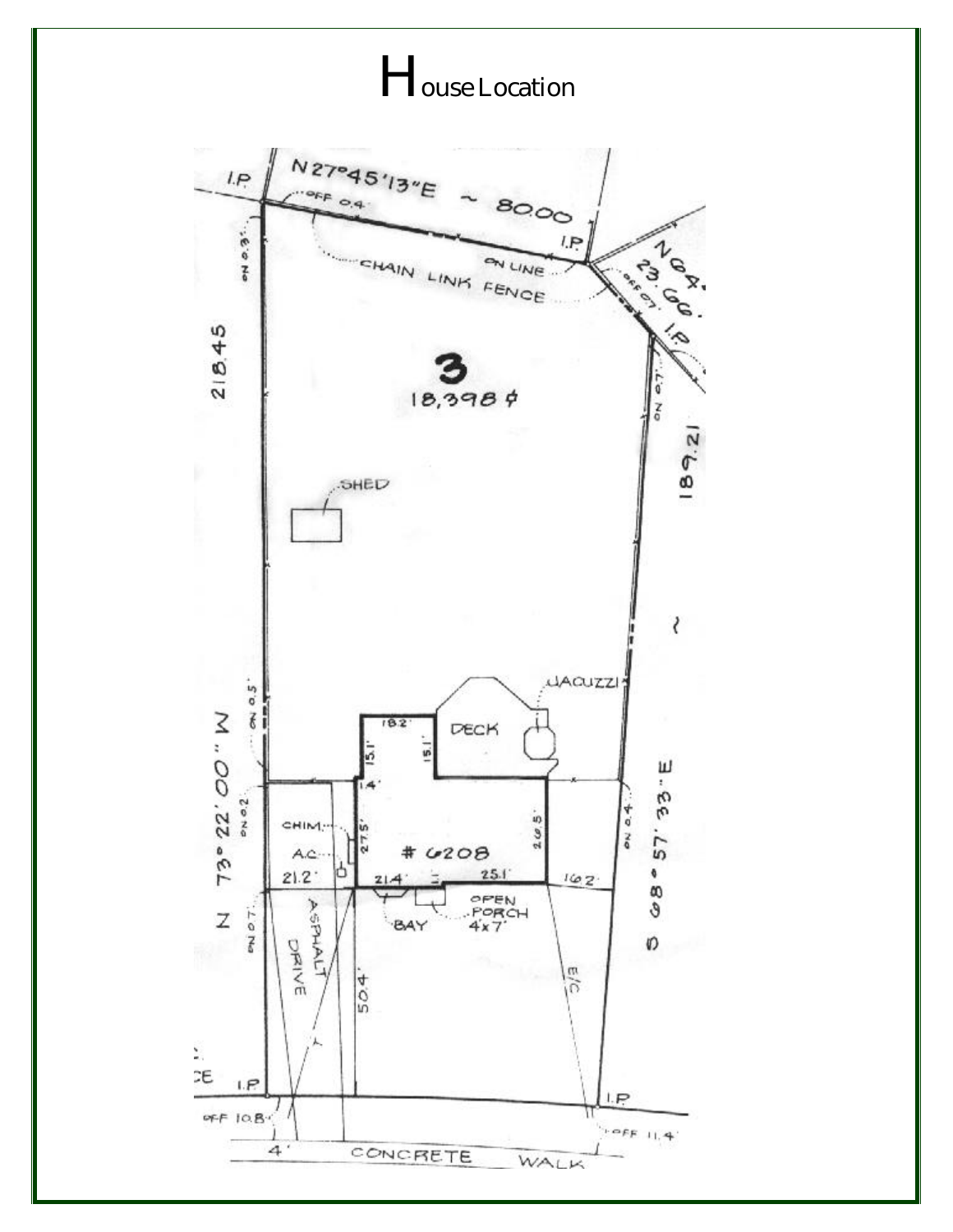# House Location

I.P.

N27°45'13"E ~ 80.00

OFF 0.4'

I.P.

ON LINE

CHAIN LINK FENCE

N 64°

23.66'

OFF 0.7'

I.P.

ON 0.3'

218.45

3

18,398 ¢

ON 0.7'

189.21

SHED

JACUZZI

DECK

ON 0.5'

18.2'

15.1'

15.1'

1.4'

N 73° 22' 00" W

ON 0.2

CHIM.

27.5'

# 6208

26.5'

ON 0.4'

S 68° 57' 33" E

A.C.

21.2'

21.4'

25.1'

16.2'

ON 0.7'

ASPHALT DRIVE

BAY

OPEN PORCH 4'x7'

50.4'

C/B

I.P.

I.P.

OFF 10.8'

OFF 11.4'

4'

CONCRETE WALK